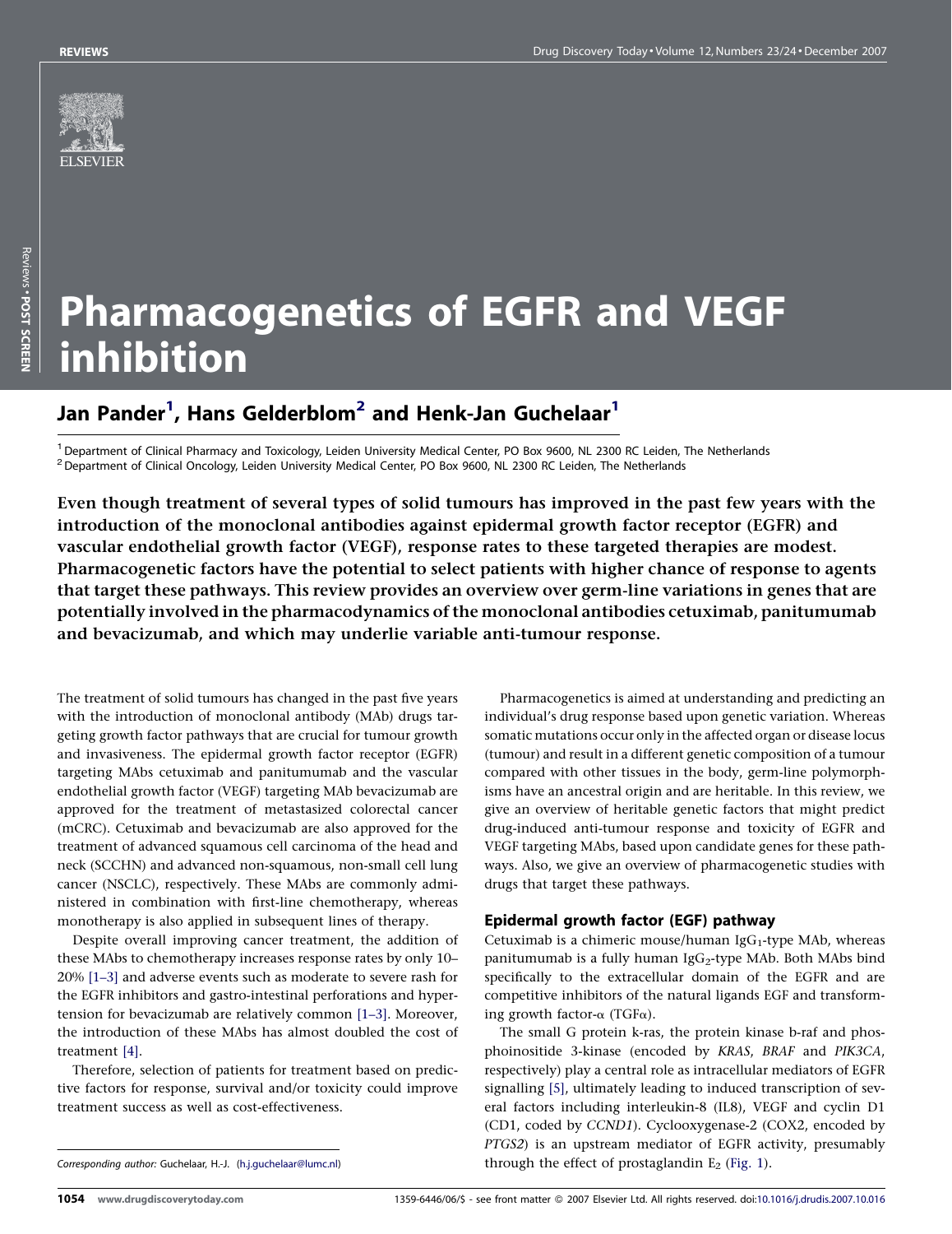# Pharmacogenetics of EGFR and VEGF inhibition

## Jan Pander[1], Hans Gelderblom[2] and Henk-Jan Guchelaar[1]

[1] Department of Clinical Pharmacy and Toxicology, Leiden University Medical Center, PO Box 9600, NL 2300 RC Leiden, The Netherlands
[2] Department of Clinical Oncology, Leiden University Medical Center, PO Box 9600, NL 2300 RC Leiden, The Netherlands

**Even though treatment of several types of solid tumours has improved in the past few years with the introduction of the monoclonal antibodies against epidermal growth factor receptor (EGFR) and vascular endothelial growth factor (VEGF), response rates to these targeted therapies are modest. Pharmacogenetic factors have the potential to select patients with higher chance of response to agents that target these pathways. This review provides an overview over germ-line variations in genes that are potentially involved in the pharmacodynamics of the monoclonal antibodies cetuximab, panitumumab and bevacizumab, and which may underlie variable anti-tumour response.**

The treatment of solid tumours has changed in the past five years with the introduction of monoclonal antibody (MAb) drugs targeting growth factor pathways that are crucial for tumour growth and invasiveness. The epidermal growth factor receptor (EGFR) targeting MAbs cetuximab and panitumumab and the vascular endothelial growth factor (VEGF) targeting MAb bevacizumab are approved for the treatment of metastasized colorectal cancer (mCRC). Cetuximab and bevacizumab are also approved for the treatment of advanced squamous cell carcinoma of the head and neck (SCCHN) and advanced non-squamous, non-small cell lung cancer (NSCLC), respectively. These MAbs are commonly administered in combination with first-line chemotherapy, whereas monotherapy is also applied in subsequent lines of therapy.

Despite overall improving cancer treatment, the addition of these MAbs to chemotherapy increases response rates by only 10–20% [1–3] and adverse events such as moderate to severe rash for the EGFR inhibitors and gastro-intestinal perforations and hypertension for bevacizumab are relatively common [1–3]. Moreover, the introduction of these MAbs has almost doubled the cost of treatment [4].

Therefore, selection of patients for treatment based on predictive factors for response, survival and/or toxicity could improve treatment success as well as cost-effectiveness.

*Corresponding author:* Guchelaar, H.-J. (h.j.guchelaar@lumc.nl)

Pharmacogenetics is aimed at understanding and predicting an individual's drug response based upon genetic variation. Whereas somatic mutations occur only in the affected organ or disease locus (tumour) and result in a different genetic composition of a tumour compared with other tissues in the body, germ-line polymorphisms have an ancestral origin and are heritable. In this review, we give an overview of heritable genetic factors that might predict drug-induced anti-tumour response and toxicity of EGFR and VEGF targeting MAbs, based upon candidate genes for these pathways. Also, we give an overview of pharmacogenetic studies with drugs that target these pathways.

### Epidermal growth factor (EGF) pathway

Cetuximab is a chimeric mouse/human $IgG_1$-type MAb, whereas panitumumab is a fully human $IgG_2$-type MAb. Both MAbs bind specifically to the extracellular domain of the EGFR and are competitive inhibitors of the natural ligands EGF and transforming growth factor-α (TGFα).

The small G protein k-ras, the protein kinase b-raf and phosphoinositide 3-kinase (encoded by *KRAS*, *BRAF* and *PIK3CA*, respectively) play a central role as intracellular mediators of EGFR signalling [5], ultimately leading to induced transcription of several factors including interleukin-8 (IL8), VEGF and cyclin D1 (CD1, coded by *CCND1*). Cyclooxygenase-2 (COX2, encoded by *PTGS2*) is an upstream mediator of EGFR activity, presumably through the effect of prostaglandin $E_2$ (Fig. 1).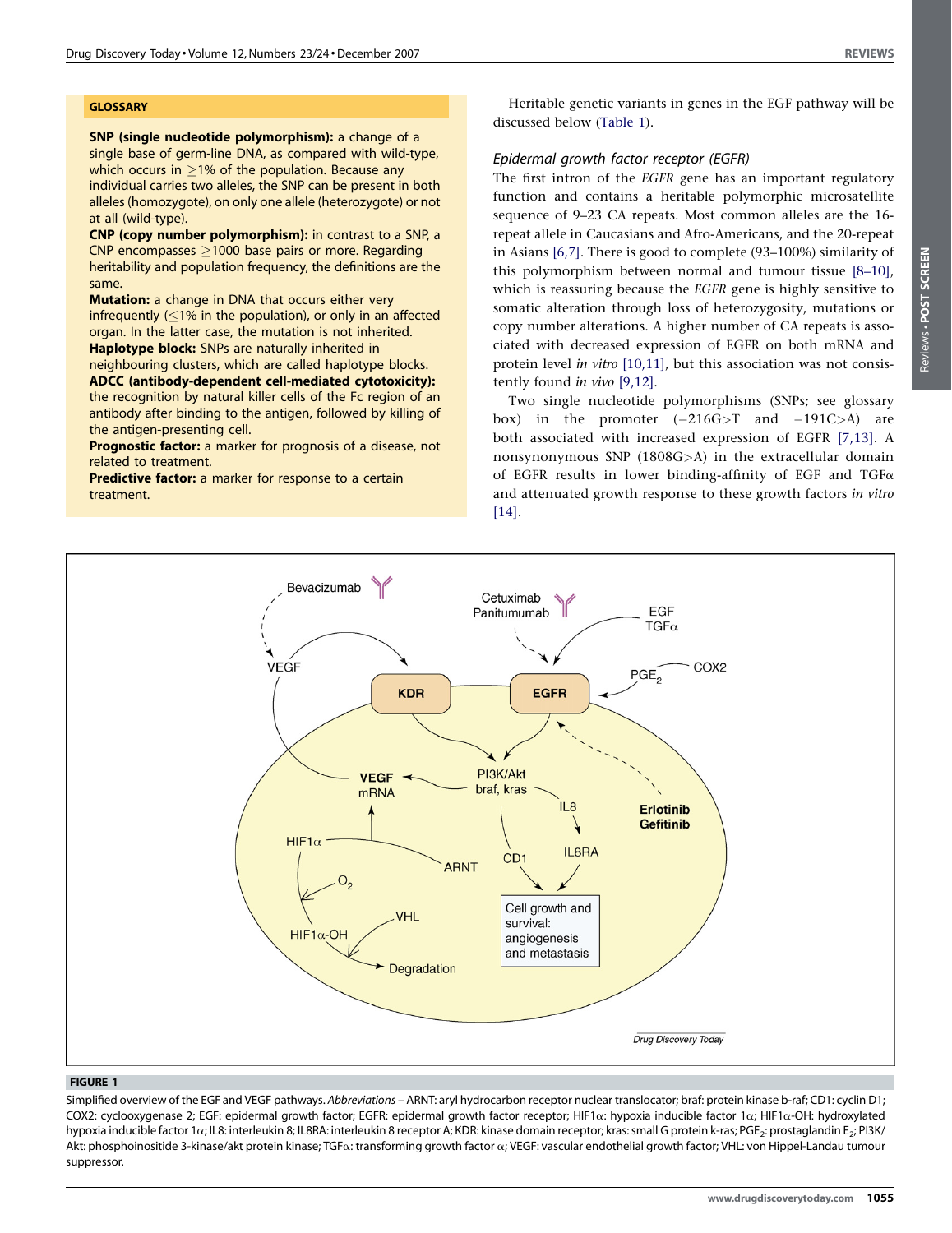### GLOSSARY

**SNP (single nucleotide polymorphism):** a change of a single base of germ-line DNA, as compared with wild-type, which occurs in $\geq$1% of the population. Because any individual carries two alleles, the SNP can be present in both alleles (homozygote), on only one allele (heterozygote) or not at all (wild-type).

**CNP (copy number polymorphism):** in contrast to a SNP, a CNP encompasses $\geq$1000 base pairs or more. Regarding heritability and population frequency, the definitions are the same.

**Mutation:** a change in DNA that occurs either very infrequently ($\leq$1% in the population), or only in an affected organ. In the latter case, the mutation is not inherited.

**Haplotype block:** SNPs are naturally inherited in neighbouring clusters, which are called haplotype blocks.

**ADCC (antibody-dependent cell-mediated cytotoxicity):** the recognition by natural killer cells of the Fc region of an antibody after binding to the antigen, followed by killing of the antigen-presenting cell.

**Prognostic factor:** a marker for prognosis of a disease, not related to treatment.

**Predictive factor:** a marker for response to a certain treatment.

Heritable genetic variants in genes in the EGF pathway will be discussed below (Table 1).

### *Epidermal growth factor receptor (EGFR)*

The first intron of the *EGFR* gene has an important regulatory function and contains a heritable polymorphic microsatellite sequence of 9–23 CA repeats. Most common alleles are the 16-repeat allele in Caucasians and Afro-Americans, and the 20-repeat in Asians [6,7]. There is good to complete (93–100%) similarity of this polymorphism between normal and tumour tissue [8–10], which is reassuring because the *EGFR* gene is highly sensitive to somatic alteration through loss of heterozygosity, mutations or copy number alterations. A higher number of CA repeats is associated with decreased expression of EGFR on both mRNA and protein level *in vitro* [10,11], but this association was not consistently found *in vivo* [9,12].

Two single nucleotide polymorphisms (SNPs; see glossary box) in the promoter (−216G>T and −191C>A) are both associated with increased expression of EGFR [7,13]. A nonsynonymous SNP (1808G>A) in the extracellular domain of EGFR results in lower binding-affinity of EGF and TGF$\alpha$ and attenuated growth response to these growth factors *in vitro* [14].

**FIGURE 1**

Simplified overview of the EGF and VEGF pathways. *Abbreviations* – ARNT: aryl hydrocarbon receptor nuclear translocator; braf: protein kinase b-raf; CD1: cyclin D1; COX2: cyclooxygenase 2; EGF: epidermal growth factor; EGFR: epidermal growth factor receptor; HIF1$\alpha$: hypoxia inducible factor 1$\alpha$; HIF1$\alpha$-OH: hydroxylated hypoxia inducible factor 1$\alpha$; IL8: interleukin 8; IL8RA: interleukin 8 receptor A; KDR: kinase domain receptor; kras: small G protein k-ras; $PGE_2$: prostaglandin $E_2$; PI3K/Akt: phosphoinositide 3-kinase/akt protein kinase; TGF$\alpha$: transforming growth factor $\alpha$; VEGF: vascular endothelial growth factor; VHL: von Hippel-Landau tumour suppressor.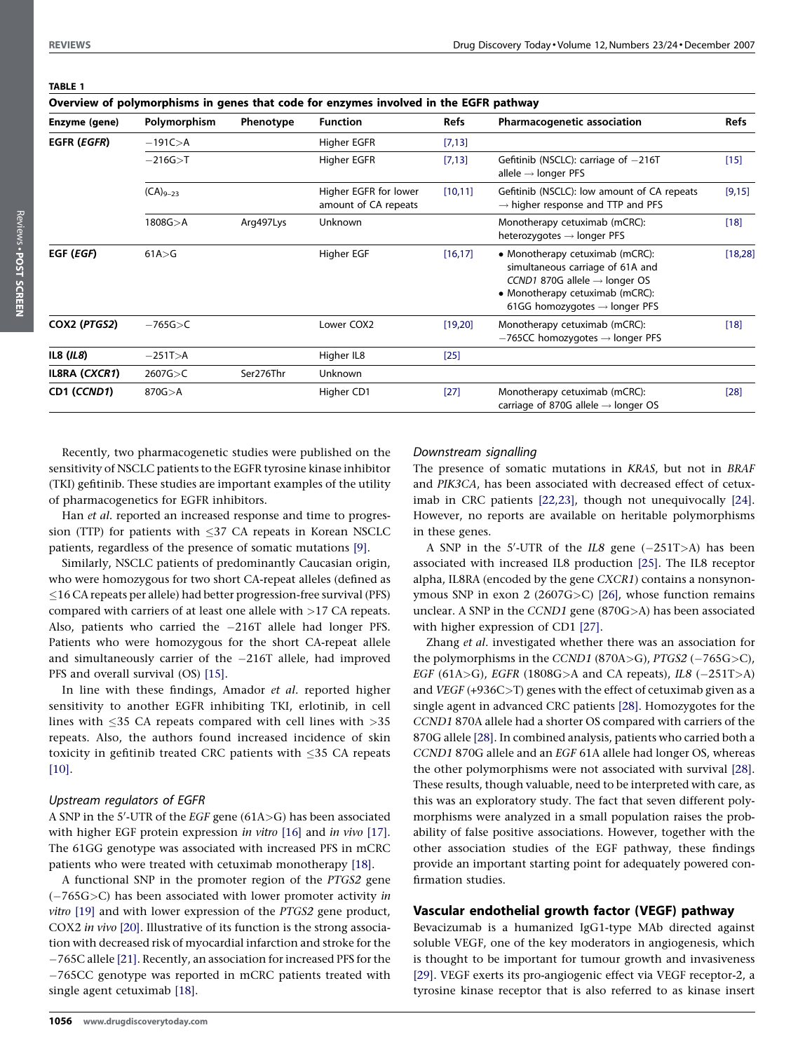**TABLE 1**

**Overview of polymorphisms in genes that code for enzymes involved in the EGFR pathway**

| Enzyme (gene) | Polymorphism | Phenotype | Function | Refs | Pharmacogenetic association | Refs |
|---|---|---|---|---|---|---|
| **EGFR (*EGFR*)** | −191C>A | | Higher EGFR | [7,13] | | |
| | −216G>T | | Higher EGFR | [7,13] | Gefitinib (NSCLC): carriage of −216T allele → longer PFS | [15] |
| | $(CA)_{9-23}$ | | Higher EGFR for lower amount of CA repeats | [10,11] | Gefitinib (NSCLC): low amount of CA repeats → higher response and TTP and PFS | [9,15] |
| | 1808G>A | Arg497Lys | Unknown | | Monotherapy cetuximab (mCRC): heterozygotes → longer PFS | [18] |
| **EGF (*EGF*)** | 61A>G | | Higher EGF | [16,17] | • Monotherapy cetuximab (mCRC): simultaneous carriage of 61A and *CCND1* 870G allele → longer OS • Monotherapy cetuximab (mCRC): 61GG homozygotes → longer PFS | [18,28] |
| **COX2 (*PTGS2*)** | −765G>C | | Lower COX2 | [19,20] | Monotherapy cetuximab (mCRC): −765CC homozygotes → longer PFS | [18] |
| **IL8 (*IL8*)** | −251T>A | | Higher IL8 | [25] | | |
| **IL8RA (*CXCR1*)** | 2607G>C | Ser276Thr | Unknown | | | |
| **CD1 (*CCND1*)** | 870G>A | | Higher CD1 | [27] | Monotherapy cetuximab (mCRC): carriage of 870G allele → longer OS | [28] |

Recently, two pharmacogenetic studies were published on the sensitivity of NSCLC patients to the EGFR tyrosine kinase inhibitor (TKI) gefitinib. These studies are important examples of the utility of pharmacogenetics for EGFR inhibitors.

Han *et al*. reported an increased response and time to progression (TTP) for patients with ≤37 CA repeats in Korean NSCLC patients, regardless of the presence of somatic mutations [9].

Similarly, NSCLC patients of predominantly Caucasian origin, who were homozygous for two short CA-repeat alleles (defined as ≤16 CA repeats per allele) had better progression-free survival (PFS) compared with carriers of at least one allele with >17 CA repeats. Also, patients who carried the −216T allele had longer PFS. Patients who were homozygous for the short CA-repeat allele and simultaneously carrier of the −216T allele, had improved PFS and overall survival (OS) [15].

In line with these findings, Amador *et al*. reported higher sensitivity to another EGFR inhibiting TKI, erlotinib, in cell lines with ≤35 CA repeats compared with cell lines with >35 repeats. Also, the authors found increased incidence of skin toxicity in gefitinib treated CRC patients with ≤35 CA repeats [10].

### *Upstream regulators of EGFR*

A SNP in the 5′-UTR of the *EGF* gene (61A>G) has been associated with higher EGF protein expression *in vitro* [16] and *in vivo* [17]. The 61GG genotype was associated with increased PFS in mCRC patients who were treated with cetuximab monotherapy [18].

A functional SNP in the promoter region of the *PTGS2* gene (−765G>C) has been associated with lower promoter activity *in vitro* [19] and with lower expression of the *PTGS2* gene product, COX2 *in vivo* [20]. Illustrative of its function is the strong association with decreased risk of myocardial infarction and stroke for the −765C allele [21]. Recently, an association for increased PFS for the −765CC genotype was reported in mCRC patients treated with single agent cetuximab [18].

### *Downstream signalling*

The presence of somatic mutations in *KRAS*, but not in *BRAF* and *PIK3CA*, has been associated with decreased effect of cetuximab in CRC patients [22,23], though not unequivocally [24]. However, no reports are available on heritable polymorphisms in these genes.

A SNP in the 5′-UTR of the *IL8* gene (−251T>A) has been associated with increased IL8 production [25]. The IL8 receptor alpha, IL8RA (encoded by the gene *CXCR1*) contains a nonsynonymous SNP in exon 2 (2607G>C) [26], whose function remains unclear. A SNP in the *CCND1* gene (870G>A) has been associated with higher expression of CD1 [27].

Zhang *et al*. investigated whether there was an association for the polymorphisms in the *CCND1* (870A>G), *PTGS2* (−765G>C), *EGF* (61A>G), *EGFR* (1808G>A and CA repeats), *IL8* (−251T>A) and *VEGF* (+936C>T) genes with the effect of cetuximab given as a single agent in advanced CRC patients [28]. Homozygotes for the *CCND1* 870A allele had a shorter OS compared with carriers of the 870G allele [28]. In combined analysis, patients who carried both a *CCND1* 870G allele and an *EGF* 61A allele had longer OS, whereas the other polymorphisms were not associated with survival [28]. These results, though valuable, need to be interpreted with care, as this was an exploratory study. The fact that seven different polymorphisms were analyzed in a small population raises the probability of false positive associations. However, together with the other association studies of the EGF pathway, these findings provide an important starting point for adequately powered confirmation studies.

## Vascular endothelial growth factor (VEGF) pathway

Bevacizumab is a humanized IgG1-type MAb directed against soluble VEGF, one of the key moderators in angiogenesis, which is thought to be important for tumour growth and invasiveness [29]. VEGF exerts its pro-angiogenic effect via VEGF receptor-2, a tyrosine kinase receptor that is also referred to as kinase insert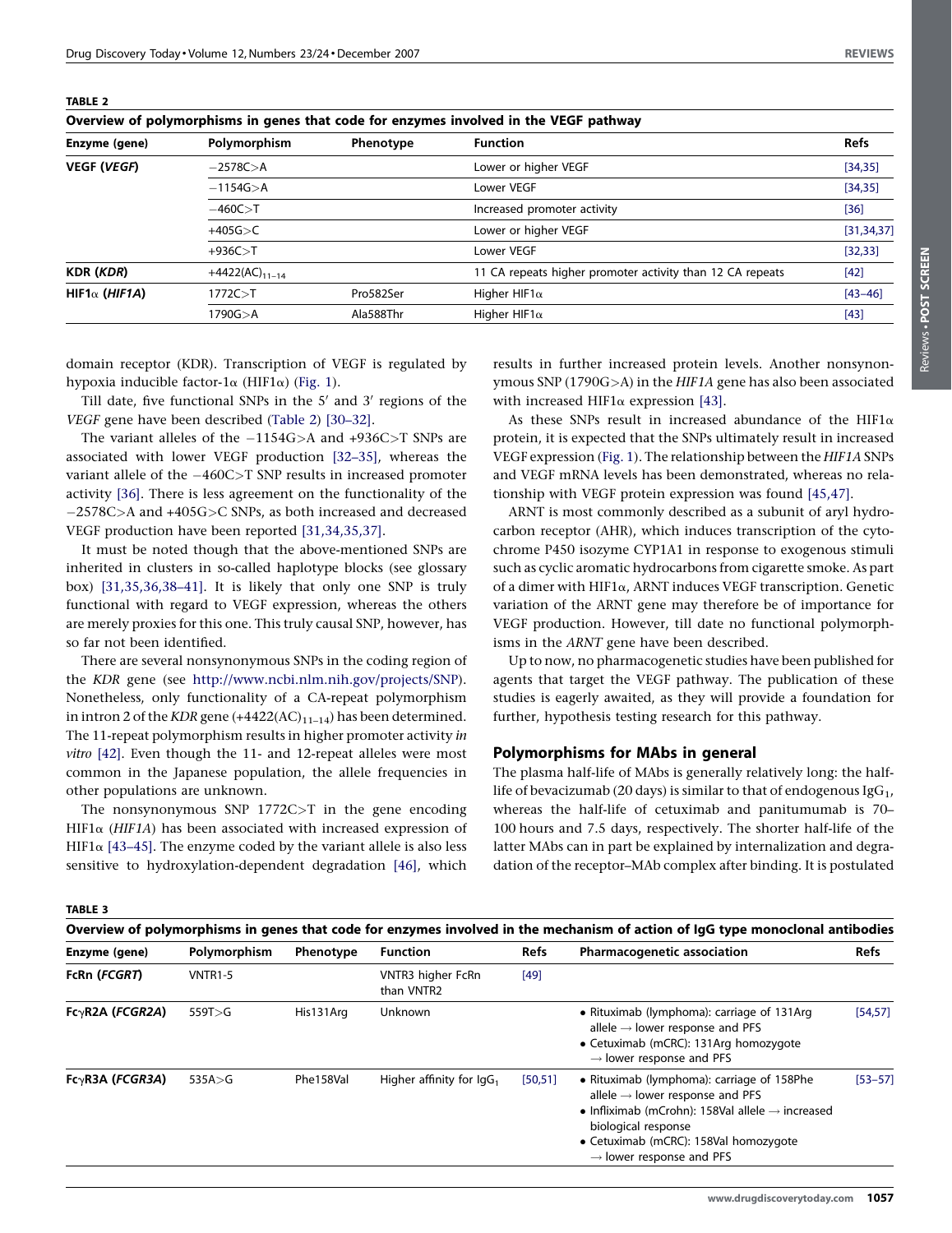**TABLE 2**

**Overview of polymorphisms in genes that code for enzymes involved in the VEGF pathway**

| Enzyme (gene) | Polymorphism | Phenotype | Function | Refs |
|---|---|---|---|---|
| **VEGF (*VEGF*)** | −2578C>A | | Lower or higher VEGF | [34,35] |
| | −1154G>A | | Lower VEGF | [34,35] |
| | −460C>T | | Increased promoter activity | [36] |
| | +405G>C | | Lower or higher VEGF | [31,34,37] |
| | +936C>T | | Lower VEGF | [32,33] |
| **KDR (*KDR*)** | +4422$(AC)_{11-14}$ | | 11 CA repeats higher promoter activity than 12 CA repeats | [42] |
| **HIF1α (*HIF1A*)** | 1772C>T | Pro582Ser | Higher HIF1α | [43–46] |
| | 1790G>A | Ala588Thr | Higher HIF1α | [43] |

domain receptor (KDR). Transcription of VEGF is regulated by hypoxia inducible factor-1α (HIF1α) (Fig. 1).

Till date, five functional SNPs in the 5′ and 3′ regions of the *VEGF* gene have been described (Table 2) [30–32].

The variant alleles of the −1154G>A and +936C>T SNPs are associated with lower VEGF production [32–35], whereas the variant allele of the −460C>T SNP results in increased promoter activity [36]. There is less agreement on the functionality of the −2578C>A and +405G>C SNPs, as both increased and decreased VEGF production have been reported [31,34,35,37].

It must be noted though that the above-mentioned SNPs are inherited in clusters in so-called haplotype blocks (see glossary box) [31,35,36,38–41]. It is likely that only one SNP is truly functional with regard to VEGF expression, whereas the others are merely proxies for this one. This truly causal SNP, however, has so far not been identified.

There are several nonsynonymous SNPs in the coding region of the *KDR* gene (see http://www.ncbi.nlm.nih.gov/projects/SNP). Nonetheless, only functionality of a CA-repeat polymorphism in intron 2 of the *KDR* gene (+4422$(AC)_{11-14}$) has been determined. The 11-repeat polymorphism results in higher promoter activity *in vitro* [42]. Even though the 11- and 12-repeat alleles were most common in the Japanese population, the allele frequencies in other populations are unknown.

The nonsynonymous SNP 1772C>T in the gene encoding HIF1α (*HIF1A*) has been associated with increased expression of HIF1α [43–45]. The enzyme coded by the variant allele is also less sensitive to hydroxylation-dependent degradation [46], which results in further increased protein levels. Another nonsynonymous SNP (1790G>A) in the *HIF1A* gene has also been associated with increased HIF1α expression [43].

As these SNPs result in increased abundance of the HIF1α protein, it is expected that the SNPs ultimately result in increased VEGF expression (Fig. 1). The relationship between the *HIF1A* SNPs and VEGF mRNA levels has been demonstrated, whereas no relationship with VEGF protein expression was found [45,47].

ARNT is most commonly described as a subunit of aryl hydrocarbon receptor (AHR), which induces transcription of the cytochrome P450 isozyme CYP1A1 in response to exogenous stimuli such as cyclic aromatic hydrocarbons from cigarette smoke. As part of a dimer with HIF1α, ARNT induces VEGF transcription. Genetic variation of the ARNT gene may therefore be of importance for VEGF production. However, till date no functional polymorphisms in the *ARNT* gene have been described.

Up to now, no pharmacogenetic studies have been published for agents that target the VEGF pathway. The publication of these studies is eagerly awaited, as they will provide a foundation for further, hypothesis testing research for this pathway.

## Polymorphisms for MAbs in general

The plasma half-life of MAbs is generally relatively long: the half-life of bevacizumab (20 days) is similar to that of endogenous $IgG_1$, whereas the half-life of cetuximab and panitumumab is 70–100 hours and 7.5 days, respectively. The shorter half-life of the latter MAbs can in part be explained by internalization and degradation of the receptor–MAb complex after binding. It is postulated

**TABLE 3**

**Overview of polymorphisms in genes that code for enzymes involved in the mechanism of action of IgG type monoclonal antibodies**

| Enzyme (gene) | Polymorphism | Phenotype | Function | Refs | Pharmacogenetic association | Refs |
|---|---|---|---|---|---|---|
| **FcRn (*FCGRT*)** | VNTR1-5 | | VNTR3 higher FcRn than VNTR2 | [49] | | |
| **FcγR2A (*FCGR2A*)** | 559T>G | His131Arg | Unknown | | • Rituximab (lymphoma): carriage of 131Arg allele → lower response and PFS<br>• Cetuximab (mCRC): 131Arg homozygote → lower response and PFS | [54,57] |
| **FcγR3A (*FCGR3A*)** | 535A>G | Phe158Val | Higher affinity for $IgG_1$ | [50,51] | • Rituximab (lymphoma): carriage of 158Phe allele → lower response and PFS<br>• Infliximab (mCrohn): 158Val allele → increased biological response<br>• Cetuximab (mCRC): 158Val homozygote → lower response and PFS | [53–57] |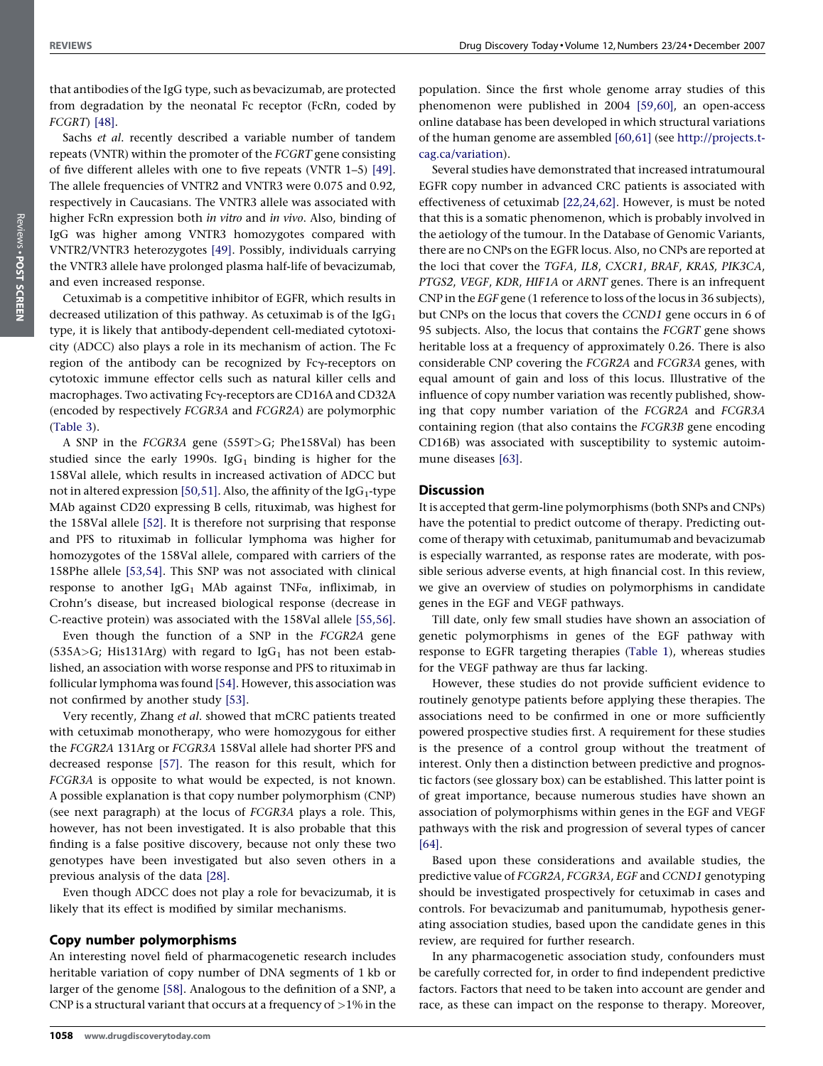that antibodies of the IgG type, such as bevacizumab, are protected from degradation by the neonatal Fc receptor (FcRn, coded by *FCGRT*) [48].

Sachs *et al.* recently described a variable number of tandem repeats (VNTR) within the promoter of the *FCGRT* gene consisting of five different alleles with one to five repeats (VNTR 1–5) [49]. The allele frequencies of VNTR2 and VNTR3 were 0.075 and 0.92, respectively in Caucasians. The VNTR3 allele was associated with higher FcRn expression both *in vitro* and *in vivo*. Also, binding of IgG was higher among VNTR3 homozygotes compared with VNTR2/VNTR3 heterozygotes [49]. Possibly, individuals carrying the VNTR3 allele have prolonged plasma half-life of bevacizumab, and even increased response.

Cetuximab is a competitive inhibitor of EGFR, which results in decreased utilization of this pathway. As cetuximab is of the $IgG_1$ type, it is likely that antibody-dependent cell-mediated cytotoxicity (ADCC) also plays a role in its mechanism of action. The Fc region of the antibody can be recognized by Fcγ-receptors on cytotoxic immune effector cells such as natural killer cells and macrophages. Two activating Fcγ-receptors are CD16A and CD32A (encoded by respectively *FCGR3A* and *FCGR2A*) are polymorphic (Table 3).

A SNP in the *FCGR3A* gene (559T>G; Phe158Val) has been studied since the early 1990s. $IgG_1$ binding is higher for the 158Val allele, which results in increased activation of ADCC but not in altered expression [50,51]. Also, the affinity of the $IgG_1$-type MAb against CD20 expressing B cells, rituximab, was highest for the 158Val allele [52]. It is therefore not surprising that response and PFS to rituximab in follicular lymphoma was higher for homozygotes of the 158Val allele, compared with carriers of the 158Phe allele [53,54]. This SNP was not associated with clinical response to another $IgG_1$ MAb against TNFα, infliximab, in Crohn's disease, but increased biological response (decrease in C-reactive protein) was associated with the 158Val allele [55,56].

Even though the function of a SNP in the *FCGR2A* gene (535A>G; His131Arg) with regard to $IgG_1$ has not been established, an association with worse response and PFS to rituximab in follicular lymphoma was found [54]. However, this association was not confirmed by another study [53].

Very recently, Zhang *et al.* showed that mCRC patients treated with cetuximab monotherapy, who were homozygous for either the *FCGR2A* 131Arg or *FCGR3A* 158Val allele had shorter PFS and decreased response [57]. The reason for this result, which for *FCGR3A* is opposite to what would be expected, is not known. A possible explanation is that copy number polymorphism (CNP) (see next paragraph) at the locus of *FCGR3A* plays a role. This, however, has not been investigated. It is also probable that this finding is a false positive discovery, because not only these two genotypes have been investigated but also seven others in a previous analysis of the data [28].

Even though ADCC does not play a role for bevacizumab, it is likely that its effect is modified by similar mechanisms.

## Copy number polymorphisms

An interesting novel field of pharmacogenetic research includes heritable variation of copy number of DNA segments of 1 kb or larger of the genome [58]. Analogous to the definition of a SNP, a CNP is a structural variant that occurs at a frequency of >1% in the population. Since the first whole genome array studies of this phenomenon were published in 2004 [59,60], an open-access online database has been developed in which structural variations of the human genome are assembled [60,61] (see http://projects.tcag.ca/variation).

Several studies have demonstrated that increased intratumoural EGFR copy number in advanced CRC patients is associated with effectiveness of cetuximab [22,24,62]. However, is must be noted that this is a somatic phenomenon, which is probably involved in the aetiology of the tumour. In the Database of Genomic Variants, there are no CNPs on the EGFR locus. Also, no CNPs are reported at the loci that cover the *TGFA*, *IL8*, *CXCR1*, *BRAF*, *KRAS*, *PIK3CA*, *PTGS2*, *VEGF*, *KDR*, *HIF1A* or *ARNT* genes. There is an infrequent CNP in the *EGF* gene (1 reference to loss of the locus in 36 subjects), but CNPs on the locus that covers the *CCND1* gene occurs in 6 of 95 subjects. Also, the locus that contains the *FCGRT* gene shows heritable loss at a frequency of approximately 0.26. There is also considerable CNP covering the *FCGR2A* and *FCGR3A* genes, with equal amount of gain and loss of this locus. Illustrative of the influence of copy number variation was recently published, showing that copy number variation of the *FCGR2A* and *FCGR3A* containing region (that also contains the *FCGR3B* gene encoding CD16B) was associated with susceptibility to systemic autoimmune diseases [63].

## Discussion

It is accepted that germ-line polymorphisms (both SNPs and CNPs) have the potential to predict outcome of therapy. Predicting outcome of therapy with cetuximab, panitumumab and bevacizumab is especially warranted, as response rates are moderate, with possible serious adverse events, at high financial cost. In this review, we give an overview of studies on polymorphisms in candidate genes in the EGF and VEGF pathways.

Till date, only few small studies have shown an association of genetic polymorphisms in genes of the EGF pathway with response to EGFR targeting therapies (Table 1), whereas studies for the VEGF pathway are thus far lacking.

However, these studies do not provide sufficient evidence to routinely genotype patients before applying these therapies. The associations need to be confirmed in one or more sufficiently powered prospective studies first. A requirement for these studies is the presence of a control group without the treatment of interest. Only then a distinction between predictive and prognostic factors (see glossary box) can be established. This latter point is of great importance, because numerous studies have shown an association of polymorphisms within genes in the EGF and VEGF pathways with the risk and progression of several types of cancer [64].

Based upon these considerations and available studies, the predictive value of *FCGR2A*, *FCGR3A*, *EGF* and *CCND1* genotyping should be investigated prospectively for cetuximab in cases and controls. For bevacizumab and panitumumab, hypothesis generating association studies, based upon the candidate genes in this review, are required for further research.

In any pharmacogenetic association study, confounders must be carefully corrected for, in order to find independent predictive factors. Factors that need to be taken into account are gender and race, as these can impact on the response to therapy. Moreover,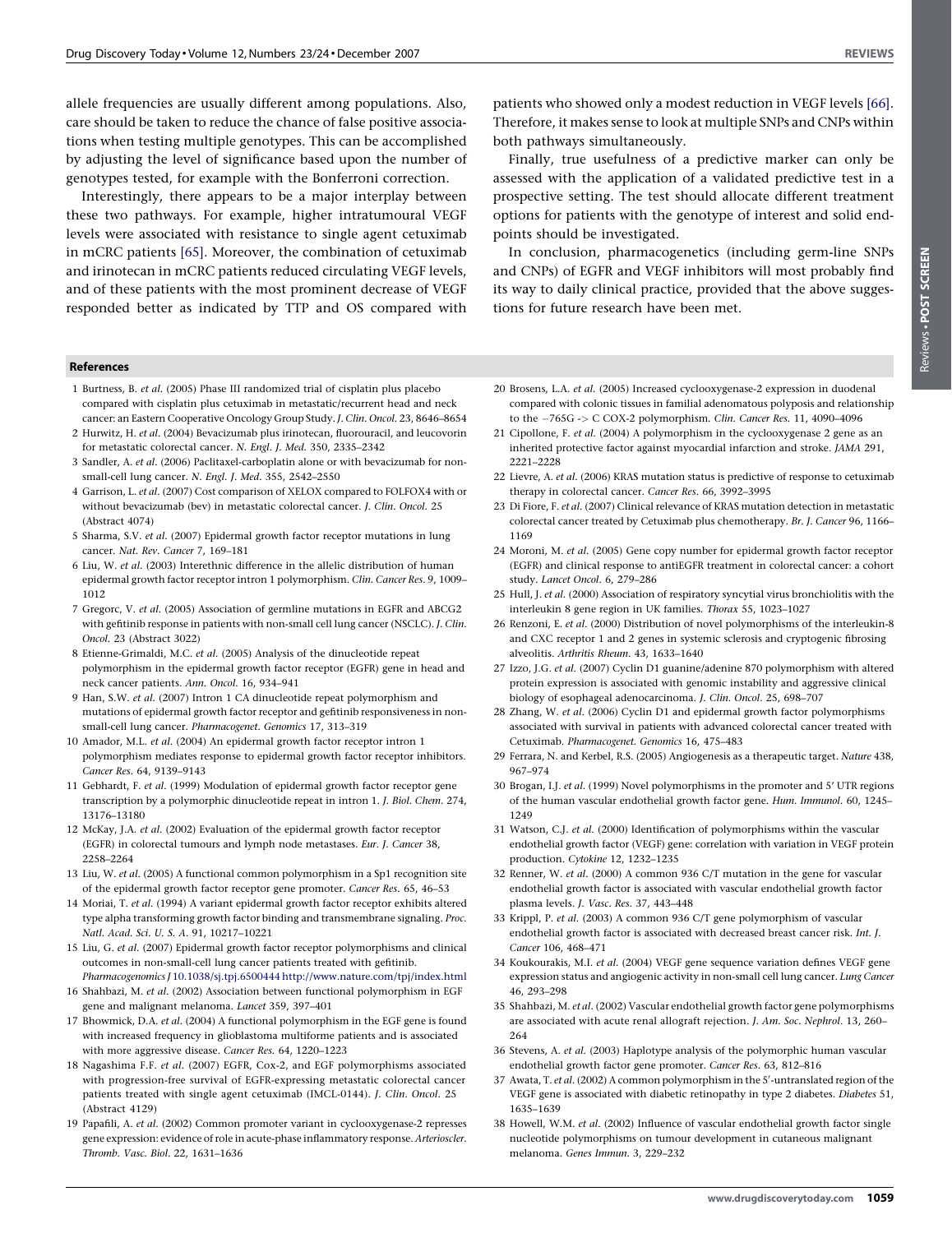allele frequencies are usually different among populations. Also, care should be taken to reduce the chance of false positive associations when testing multiple genotypes. This can be accomplished by adjusting the level of significance based upon the number of genotypes tested, for example with the Bonferroni correction.

Interestingly, there appears to be a major interplay between these two pathways. For example, higher intratumoural VEGF levels were associated with resistance to single agent cetuximab in mCRC patients [65]. Moreover, the combination of cetuximab and irinotecan in mCRC patients reduced circulating VEGF levels, and of these patients with the most prominent decrease of VEGF responded better as indicated by TTP and OS compared with patients who showed only a modest reduction in VEGF levels [66]. Therefore, it makes sense to look at multiple SNPs and CNPs within both pathways simultaneously.

Finally, true usefulness of a predictive marker can only be assessed with the application of a validated predictive test in a prospective setting. The test should allocate different treatment options for patients with the genotype of interest and solid endpoints should be investigated.

In conclusion, pharmacogenetics (including germ-line SNPs and CNPs) of EGFR and VEGF inhibitors will most probably find its way to daily clinical practice, provided that the above suggestions for future research have been met.

## References

1 Burtness, B. *et al.* (2005) Phase III randomized trial of cisplatin plus placebo compared with cisplatin plus cetuximab in metastatic/recurrent head and neck cancer: an Eastern Cooperative Oncology Group Study. *J. Clin. Oncol.* 23, 8646–8654

2 Hurwitz, H. *et al.* (2004) Bevacizumab plus irinotecan, fluorouracil, and leucovorin for metastatic colorectal cancer. *N. Engl. J. Med.* 350, 2335–2342

3 Sandler, A. *et al.* (2006) Paclitaxel-carboplatin alone or with bevacizumab for non-small-cell lung cancer. *N. Engl. J. Med.* 355, 2542–2550

4 Garrison, L. *et al.* (2007) Cost comparison of XELOX compared to FOLFOX4 with or without bevacizumab (bev) in metastatic colorectal cancer. *J. Clin. Oncol.* 25 (Abstract 4074)

5 Sharma, S.V. *et al.* (2007) Epidermal growth factor receptor mutations in lung cancer. *Nat. Rev. Cancer* 7, 169–181

6 Liu, W. *et al.* (2003) Interethnic difference in the allelic distribution of human epidermal growth factor receptor intron 1 polymorphism. *Clin. Cancer Res.* 9, 1009–1012

7 Gregorc, V. *et al.* (2005) Association of germline mutations in EGFR and ABCG2 with gefitinib response in patients with non-small cell lung cancer (NSCLC). *J. Clin. Oncol.* 23 (Abstract 3022)

8 Etienne-Grimaldi, M.C. *et al.* (2005) Analysis of the dinucleotide repeat polymorphism in the epidermal growth factor receptor (EGFR) gene in head and neck cancer patients. *Ann. Oncol.* 16, 934–941

9 Han, S.W. *et al.* (2007) Intron 1 CA dinucleotide repeat polymorphism and mutations of epidermal growth factor receptor and gefitinib responsiveness in non-small-cell lung cancer. *Pharmacogenet. Genomics* 17, 313–319

10 Amador, M.L. *et al.* (2004) An epidermal growth factor receptor intron 1 polymorphism mediates response to epidermal growth factor receptor inhibitors. *Cancer Res.* 64, 9139–9143

11 Gebhardt, F. *et al.* (1999) Modulation of epidermal growth factor receptor gene transcription by a polymorphic dinucleotide repeat in intron 1. *J. Biol. Chem.* 274, 13176–13180

12 McKay, J.A. *et al.* (2002) Evaluation of the epidermal growth factor receptor (EGFR) in colorectal tumours and lymph node metastases. *Eur. J. Cancer* 38, 2258–2264

13 Liu, W. *et al.* (2005) A functional common polymorphism in a Sp1 recognition site of the epidermal growth factor receptor gene promoter. *Cancer Res.* 65, 46–53

14 Moriai, T. *et al.* (1994) A variant epidermal growth factor receptor exhibits altered type alpha transforming growth factor binding and transmembrane signaling. *Proc. Natl. Acad. Sci. U. S. A.* 91, 10217–10221

15 Liu, G. *et al.* (2007) Epidermal growth factor receptor polymorphisms and clinical outcomes in non-small-cell lung cancer patients treated with gefitinib. *Pharmacogenomics J* 10.1038/sj.tpj.6500444 http://www.nature.com/tpj/index.html

16 Shahbazi, M. *et al.* (2002) Association between functional polymorphism in EGF gene and malignant melanoma. *Lancet* 359, 397–401

17 Bhowmick, D.A. *et al.* (2004) A functional polymorphism in the EGF gene is found with increased frequency in glioblastoma multiforme patients and is associated with more aggressive disease. *Cancer Res.* 64, 1220–1223

18 Nagashima F.F. *et al.* (2007) EGFR, Cox-2, and EGF polymorphisms associated with progression-free survival of EGFR-expressing metastatic colorectal cancer patients treated with single agent cetuximab (IMCL-0144). *J. Clin. Oncol.* 25 (Abstract 4129)

19 Papafili, A. *et al.* (2002) Common promoter variant in cyclooxygenase-2 represses gene expression: evidence of role in acute-phase inflammatory response. *Arterioscler. Thromb. Vasc. Biol.* 22, 1631–1636

20 Brosens, L.A. *et al.* (2005) Increased cyclooxygenase-2 expression in duodenal compared with colonic tissues in familial adenomatous polyposis and relationship to the −765G -> C COX-2 polymorphism. *Clin. Cancer Res.* 11, 4090–4096

21 Cipollone, F. *et al.* (2004) A polymorphism in the cyclooxygenase 2 gene as an inherited protective factor against myocardial infarction and stroke. *JAMA* 291, 2221–2228

22 Lievre, A. *et al.* (2006) KRAS mutation status is predictive of response to cetuximab therapy in colorectal cancer. *Cancer Res.* 66, 3992–3995

23 Di Fiore, F. *et al.* (2007) Clinical relevance of KRAS mutation detection in metastatic colorectal cancer treated by Cetuximab plus chemotherapy. *Br. J. Cancer* 96, 1166–1169

24 Moroni, M. *et al.* (2005) Gene copy number for epidermal growth factor receptor (EGFR) and clinical response to antiEGFR treatment in colorectal cancer: a cohort study. *Lancet Oncol.* 6, 279–286

25 Hull, J. *et al.* (2000) Association of respiratory syncytial virus bronchiolitis with the interleukin 8 gene region in UK families. *Thorax* 55, 1023–1027

26 Renzoni, E. *et al.* (2000) Distribution of novel polymorphisms of the interleukin-8 and CXC receptor 1 and 2 genes in systemic sclerosis and cryptogenic fibrosing alveolitis. *Arthritis Rheum.* 43, 1633–1640

27 Izzo, J.G. *et al.* (2007) Cyclin D1 guanine/adenine 870 polymorphism with altered protein expression is associated with genomic instability and aggressive clinical biology of esophageal adenocarcinoma. *J. Clin. Oncol.* 25, 698–707

28 Zhang, W. *et al.* (2006) Cyclin D1 and epidermal growth factor polymorphisms associated with survival in patients with advanced colorectal cancer treated with Cetuximab. *Pharmacogenet. Genomics* 16, 475–483

29 Ferrara, N. and Kerbel, R.S. (2005) Angiogenesis as a therapeutic target. *Nature* 438, 967–974

30 Brogan, I.J. *et al.* (1999) Novel polymorphisms in the promoter and 5′ UTR regions of the human vascular endothelial growth factor gene. *Hum. Immunol.* 60, 1245–1249

31 Watson, C.J. *et al.* (2000) Identification of polymorphisms within the vascular endothelial growth factor (VEGF) gene: correlation with variation in VEGF protein production. *Cytokine* 12, 1232–1235

32 Renner, W. *et al.* (2000) A common 936 C/T mutation in the gene for vascular endothelial growth factor is associated with vascular endothelial growth factor plasma levels. *J. Vasc. Res.* 37, 443–448

33 Krippl, P. *et al.* (2003) A common 936 C/T gene polymorphism of vascular endothelial growth factor is associated with decreased breast cancer risk. *Int. J. Cancer* 106, 468–471

34 Koukourakis, M.I. *et al.* (2004) VEGF gene sequence variation defines VEGF gene expression status and angiogenic activity in non-small cell lung cancer. *Lung Cancer* 46, 293–298

35 Shahbazi, M. *et al.* (2002) Vascular endothelial growth factor gene polymorphisms are associated with acute renal allograft rejection. *J. Am. Soc. Nephrol.* 13, 260–264

36 Stevens, A. *et al.* (2003) Haplotype analysis of the polymorphic human vascular endothelial growth factor gene promoter. *Cancer Res.* 63, 812–816

37 Awata, T. *et al.* (2002) A common polymorphism in the 5′-untranslated region of the VEGF gene is associated with diabetic retinopathy in type 2 diabetes. *Diabetes* 51, 1635–1639

38 Howell, W.M. *et al.* (2002) Influence of vascular endothelial growth factor single nucleotide polymorphisms on tumour development in cutaneous malignant melanoma. *Genes Immun.* 3, 229–232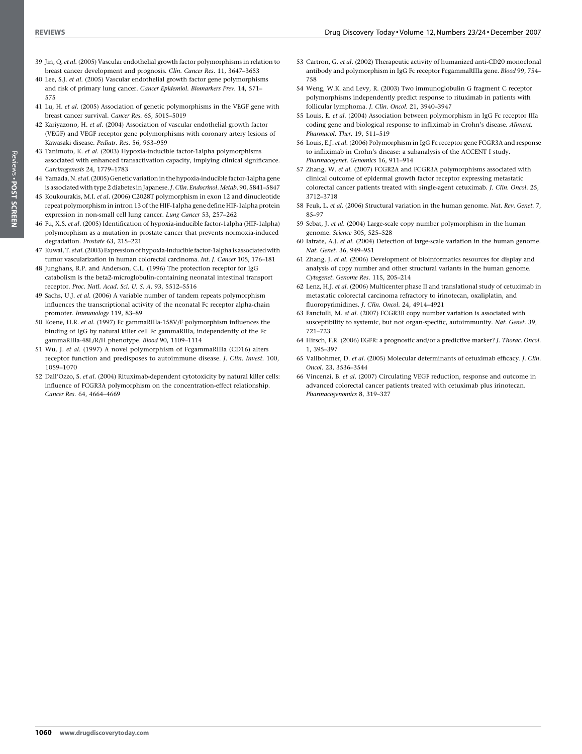39 Jin, Q. *et al*. (2005) Vascular endothelial growth factor polymorphisms in relation to breast cancer development and prognosis. *Clin. Cancer Res.* 11, 3647–3653

40 Lee, S.J. *et al*. (2005) Vascular endothelial growth factor gene polymorphisms and risk of primary lung cancer. *Cancer Epidemiol. Biomarkers Prev.* 14, 571–575

41 Lu, H. *et al*. (2005) Association of genetic polymorphisms in the VEGF gene with breast cancer survival. *Cancer Res.* 65, 5015–5019

42 Kariyazono, H. *et al*. (2004) Association of vascular endothelial growth factor (VEGF) and VEGF receptor gene polymorphisms with coronary artery lesions of Kawasaki disease. *Pediatr. Res.* 56, 953–959

43 Tanimoto, K. *et al*. (2003) Hypoxia-inducible factor-1alpha polymorphisms associated with enhanced transactivation capacity, implying clinical significance. *Carcinogenesis* 24, 1779–1783

44 Yamada, N. *et al*. (2005) Genetic variation in the hypoxia-inducible factor-1alpha gene is associated with type 2 diabetes in Japanese. *J. Clin. Endocrinol. Metab.* 90, 5841–5847

45 Koukourakis, M.I. *et al*. (2006) C2028T polymorphism in exon 12 and dinucleotide repeat polymorphism in intron 13 of the HIF-1alpha gene define HIF-1alpha protein expression in non-small cell lung cancer. *Lung Cancer* 53, 257–262

46 Fu, X.S. *et al*. (2005) Identification of hypoxia-inducible factor-1alpha (HIF-1alpha) polymorphism as a mutation in prostate cancer that prevents normoxia-induced degradation. *Prostate* 63, 215–221

47 Kuwai, T. *et al*. (2003) Expression of hypoxia-inducible factor-1alpha is associated with tumor vascularization in human colorectal carcinoma. *Int. J. Cancer* 105, 176–181

48 Junghans, R.P. and Anderson, C.L. (1996) The protection receptor for IgG catabolism is the beta2-microglobulin-containing neonatal intestinal transport receptor. *Proc. Natl. Acad. Sci. U. S. A.* 93, 5512–5516

49 Sachs, U.J. *et al*. (2006) A variable number of tandem repeats polymorphism influences the transcriptional activity of the neonatal Fc receptor alpha-chain promoter. *Immunology* 119, 83–89

50 Koene, H.R. *et al*. (1997) Fc gammaRIIIa-158V/F polymorphism influences the binding of IgG by natural killer cell Fc gammaRIIIa, independently of the Fc gammaRIIIa-48L/R/H phenotype. *Blood* 90, 1109–1114

51 Wu, J. *et al*. (1997) A novel polymorphism of FcgammaRIIIa (CD16) alters receptor function and predisposes to autoimmune disease. *J. Clin. Invest.* 100, 1059–1070

52 Dall'Ozzo, S. *et al*. (2004) Rituximab-dependent cytotoxicity by natural killer cells: influence of FCGR3A polymorphism on the concentration-effect relationship. *Cancer Res.* 64, 4664–4669

53 Cartron, G. *et al*. (2002) Therapeutic activity of humanized anti-CD20 monoclonal antibody and polymorphism in IgG Fc receptor FcgammaRIIIa gene. *Blood* 99, 754–758

54 Weng, W.K. and Levy, R. (2003) Two immunoglobulin G fragment C receptor polymorphisms independently predict response to rituximab in patients with follicular lymphoma. *J. Clin. Oncol.* 21, 3940–3947

55 Louis, E. *et al*. (2004) Association between polymorphism in IgG Fc receptor IIIa coding gene and biological response to infliximab in Crohn's disease. *Aliment. Pharmacol. Ther.* 19, 511–519

56 Louis, E.J. *et al*. (2006) Polymorphism in IgG Fc receptor gene FCGR3A and response to infliximab in Crohn's disease: a subanalysis of the ACCENT I study. *Pharmacogenet. Genomics* 16, 911–914

57 Zhang, W. *et al*. (2007) FCGR2A and FCGR3A polymorphisms associated with clinical outcome of epidermal growth factor receptor expressing metastatic colorectal cancer patients treated with single-agent cetuximab. *J. Clin. Oncol.* 25, 3712–3718

58 Feuk, L. *et al*. (2006) Structural variation in the human genome. *Nat. Rev. Genet.* 7, 85–97

59 Sebat, J. *et al*. (2004) Large-scale copy number polymorphism in the human genome. *Science* 305, 525–528

60 Iafrate, A.J. *et al*. (2004) Detection of large-scale variation in the human genome. *Nat. Genet.* 36, 949–951

61 Zhang, J. *et al*. (2006) Development of bioinformatics resources for display and analysis of copy number and other structural variants in the human genome. *Cytogenet. Genome Res.* 115, 205–214

62 Lenz, H.J. *et al*. (2006) Multicenter phase II and translational study of cetuximab in metastatic colorectal carcinoma refractory to irinotecan, oxaliplatin, and fluoropyrimidines. *J. Clin. Oncol.* 24, 4914–4921

63 Fanciulli, M. *et al*. (2007) FCGR3B copy number variation is associated with susceptibility to systemic, but not organ-specific, autoimmunity. *Nat. Genet.* 39, 721–723

64 Hirsch, F.R. (2006) EGFR: a prognostic and/or a predictive marker? *J. Thorac. Oncol.* 1, 395–397

65 Vallbohmer, D. *et al*. (2005) Molecular determinants of cetuximab efficacy. *J. Clin. Oncol.* 23, 3536–3544

66 Vincenzi, B. *et al*. (2007) Circulating VEGF reduction, response and outcome in advanced colorectal cancer patients treated with cetuximab plus irinotecan. *Pharmacogenomics* 8, 319–327